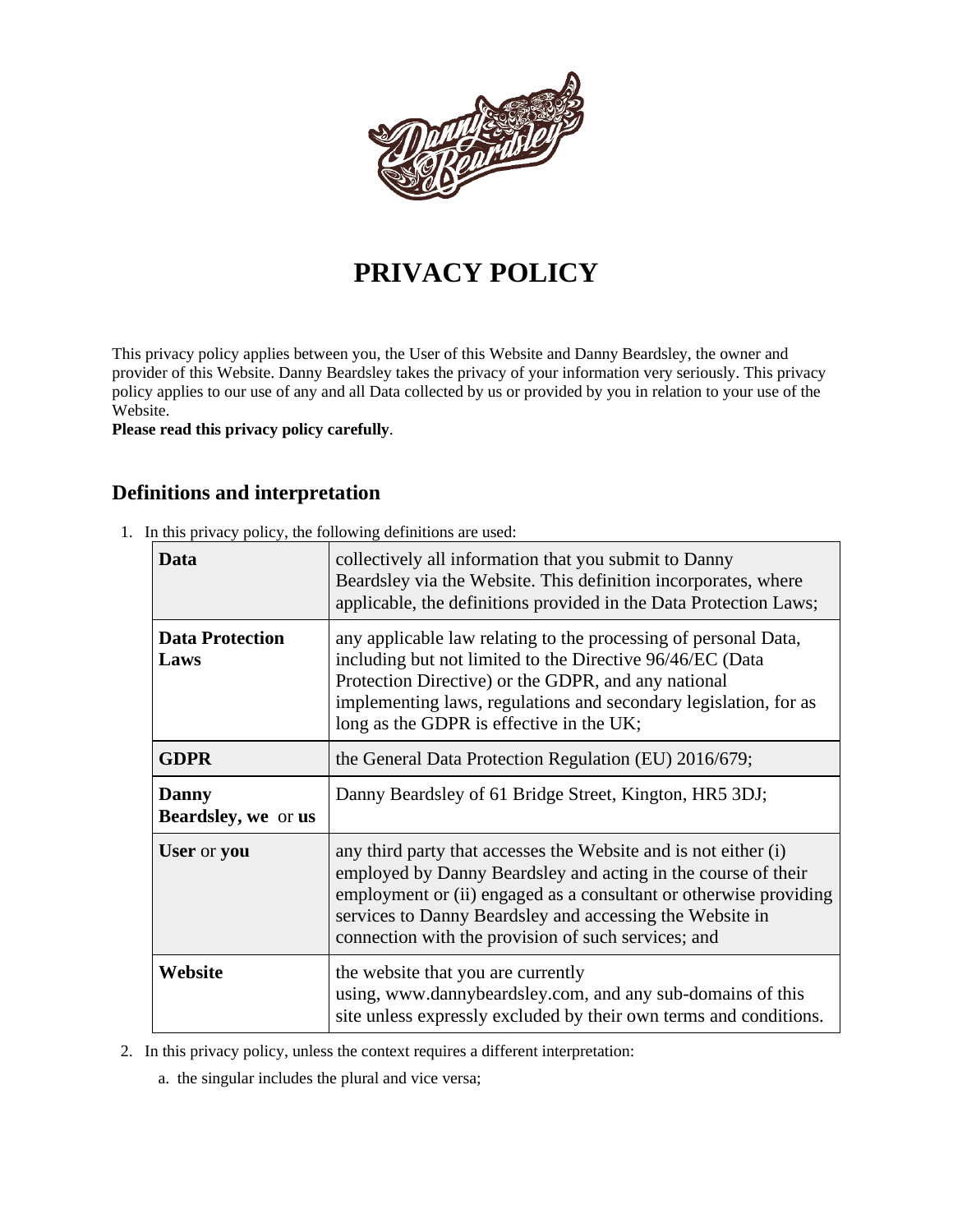# PRIVACY POLICY

This privacy policy applies between you, the User of this Website and Danny Beardsley, the owner and provider of this Website. Danny Beardsley takes the privacy of your information very seriously. This privacy policy applies to our use of any and all Data collected by us or provided by you in relation to your use of the Website.

**Please read this privacy policy carefully**.

## Definitions and interpretation

1. In this privacy policy, the following definitions are used:

| | |
|---|---|
| **Data** | collectively all information that you submit to Danny Beardsley via the Website. This definition incorporates, where applicable, the definitions provided in the Data Protection Laws; |
| **Data Protection Laws** | any applicable law relating to the processing of personal Data, including but not limited to the Directive 96/46/EC (Data Protection Directive) or the GDPR, and any national implementing laws, regulations and secondary legislation, for as long as the GDPR is effective in the UK; |
| **GDPR** | the General Data Protection Regulation (EU) 2016/679; |
| **Danny Beardsley, we** or **us** | Danny Beardsley of 61 Bridge Street, Kington, HR5 3DJ; |
| **User** or **you** | any third party that accesses the Website and is not either (i) employed by Danny Beardsley and acting in the course of their employment or (ii) engaged as a consultant or otherwise providing services to Danny Beardsley and accessing the Website in connection with the provision of such services; and |
| **Website** | the website that you are currently using, www.dannybeardsley.com, and any sub-domains of this site unless expressly excluded by their own terms and conditions. |

2. In this privacy policy, unless the context requires a different interpretation:
   a. the singular includes the plural and vice versa;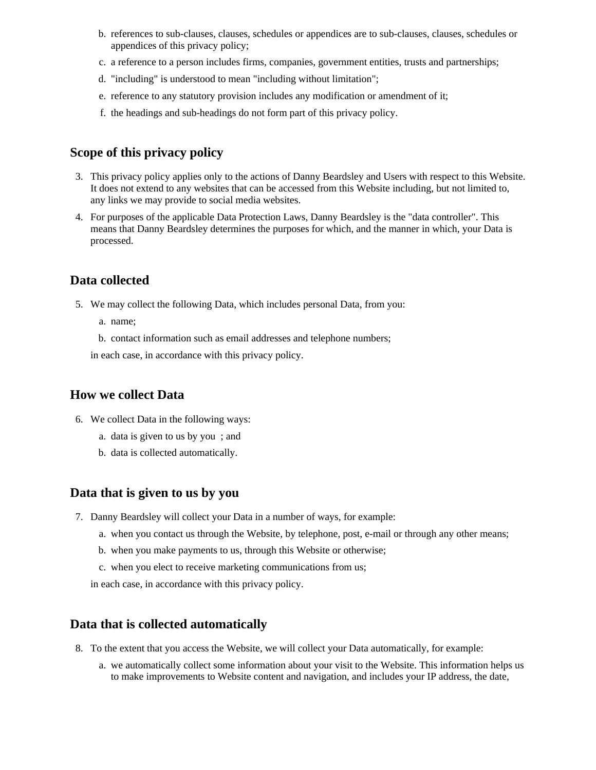b. references to sub-clauses, clauses, schedules or appendices are to sub-clauses, clauses, schedules or appendices of this privacy policy;

c. a reference to a person includes firms, companies, government entities, trusts and partnerships;

d. "including" is understood to mean "including without limitation";

e. reference to any statutory provision includes any modification or amendment of it;

f. the headings and sub-headings do not form part of this privacy policy.

## Scope of this privacy policy

3. This privacy policy applies only to the actions of Danny Beardsley and Users with respect to this Website. It does not extend to any websites that can be accessed from this Website including, but not limited to, any links we may provide to social media websites.
4. For purposes of the applicable Data Protection Laws, Danny Beardsley is the "data controller". This means that Danny Beardsley determines the purposes for which, and the manner in which, your Data is processed.

## Data collected

5. We may collect the following Data, which includes personal Data, from you:

   a. name;

   b. contact information such as email addresses and telephone numbers;

   in each case, in accordance with this privacy policy.

## How we collect Data

6. We collect Data in the following ways:

   a. data is given to us by you ; and

   b. data is collected automatically.

## Data that is given to us by you

7. Danny Beardsley will collect your Data in a number of ways, for example:

   a. when you contact us through the Website, by telephone, post, e-mail or through any other means;

   b. when you make payments to us, through this Website or otherwise;

   c. when you elect to receive marketing communications from us;

   in each case, in accordance with this privacy policy.

## Data that is collected automatically

8. To the extent that you access the Website, we will collect your Data automatically, for example:

   a. we automatically collect some information about your visit to the Website. This information helps us to make improvements to Website content and navigation, and includes your IP address, the date,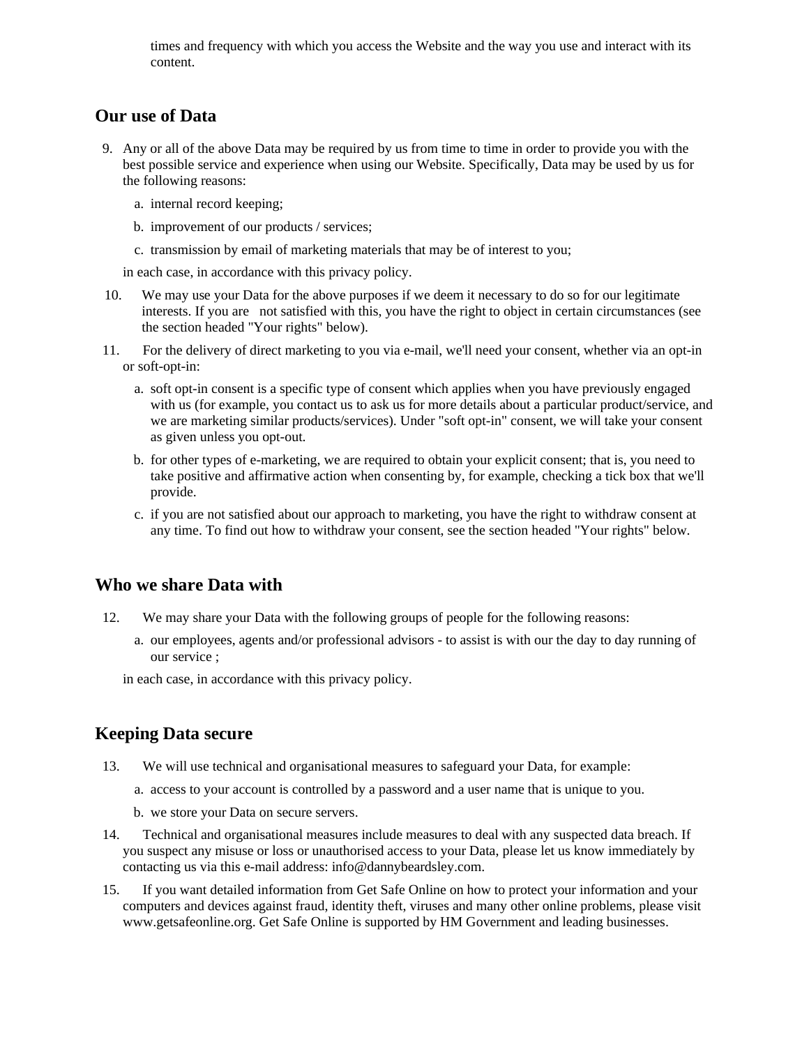times and frequency with which you access the Website and the way you use and interact with its content.

## Our use of Data

9. Any or all of the above Data may be required by us from time to time in order to provide you with the best possible service and experience when using our Website. Specifically, Data may be used by us for the following reasons:

    a. internal record keeping;

    b. improvement of our products / services;

    c. transmission by email of marketing materials that may be of interest to you;

    in each case, in accordance with this privacy policy.

10. We may use your Data for the above purposes if we deem it necessary to do so for our legitimate interests. If you are not satisfied with this, you have the right to object in certain circumstances (see the section headed "Your rights" below).

11. For the delivery of direct marketing to you via e-mail, we'll need your consent, whether via an opt-in or soft-opt-in:

    a. soft opt-in consent is a specific type of consent which applies when you have previously engaged with us (for example, you contact us to ask us for more details about a particular product/service, and we are marketing similar products/services). Under "soft opt-in" consent, we will take your consent as given unless you opt-out.

    b. for other types of e-marketing, we are required to obtain your explicit consent; that is, you need to take positive and affirmative action when consenting by, for example, checking a tick box that we'll provide.

    c. if you are not satisfied about our approach to marketing, you have the right to withdraw consent at any time. To find out how to withdraw your consent, see the section headed "Your rights" below.

## Who we share Data with

12. We may share your Data with the following groups of people for the following reasons:

    a. our employees, agents and/or professional advisors - to assist is with our the day to day running of our service ;

    in each case, in accordance with this privacy policy.

## Keeping Data secure

13. We will use technical and organisational measures to safeguard your Data, for example:

    a. access to your account is controlled by a password and a user name that is unique to you.

    b. we store your Data on secure servers.

14. Technical and organisational measures include measures to deal with any suspected data breach. If you suspect any misuse or loss or unauthorised access to your Data, please let us know immediately by contacting us via this e-mail address: info@dannybeardsley.com.

15. If you want detailed information from Get Safe Online on how to protect your information and your computers and devices against fraud, identity theft, viruses and many other online problems, please visit www.getsafeonline.org. Get Safe Online is supported by HM Government and leading businesses.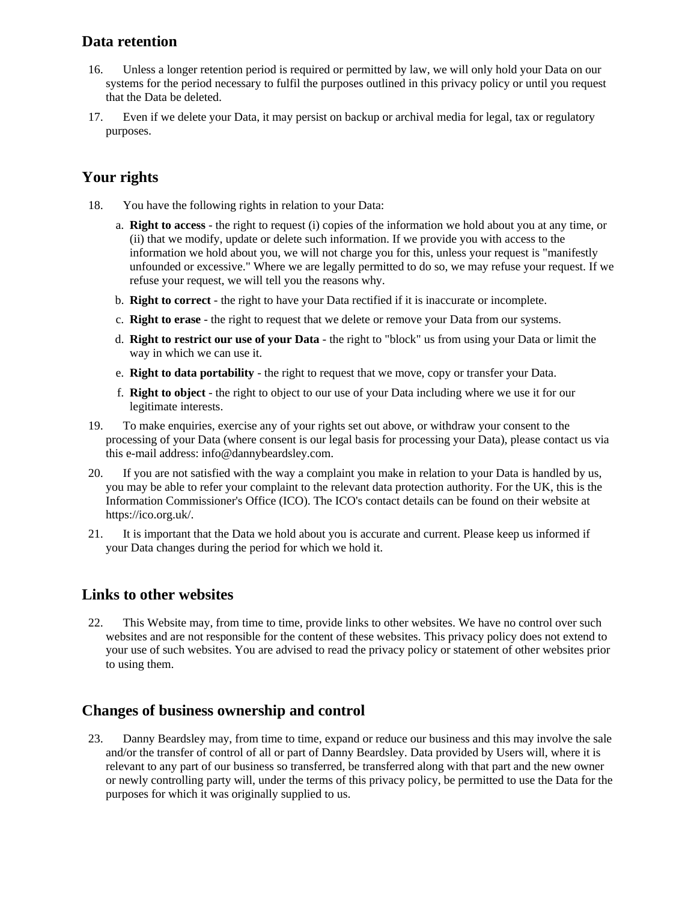## Data retention

16. Unless a longer retention period is required or permitted by law, we will only hold your Data on our systems for the period necessary to fulfil the purposes outlined in this privacy policy or until you request that the Data be deleted.

17. Even if we delete your Data, it may persist on backup or archival media for legal, tax or regulatory purposes.

## Your rights

18. You have the following rights in relation to your Data:

    a. **Right to access** - the right to request (i) copies of the information we hold about you at any time, or (ii) that we modify, update or delete such information. If we provide you with access to the information we hold about you, we will not charge you for this, unless your request is "manifestly unfounded or excessive." Where we are legally permitted to do so, we may refuse your request. If we refuse your request, we will tell you the reasons why.

    b. **Right to correct** - the right to have your Data rectified if it is inaccurate or incomplete.

    c. **Right to erase** - the right to request that we delete or remove your Data from our systems.

    d. **Right to restrict our use of your Data** - the right to "block" us from using your Data or limit the way in which we can use it.

    e. **Right to data portability** - the right to request that we move, copy or transfer your Data.

    f. **Right to object** - the right to object to our use of your Data including where we use it for our legitimate interests.

19. To make enquiries, exercise any of your rights set out above, or withdraw your consent to the processing of your Data (where consent is our legal basis for processing your Data), please contact us via this e-mail address: info@dannybeardsley.com.

20. If you are not satisfied with the way a complaint you make in relation to your Data is handled by us, you may be able to refer your complaint to the relevant data protection authority. For the UK, this is the Information Commissioner's Office (ICO). The ICO's contact details can be found on their website at https://ico.org.uk/.

21. It is important that the Data we hold about you is accurate and current. Please keep us informed if your Data changes during the period for which we hold it.

## Links to other websites

22. This Website may, from time to time, provide links to other websites. We have no control over such websites and are not responsible for the content of these websites. This privacy policy does not extend to your use of such websites. You are advised to read the privacy policy or statement of other websites prior to using them.

## Changes of business ownership and control

23. Danny Beardsley may, from time to time, expand or reduce our business and this may involve the sale and/or the transfer of control of all or part of Danny Beardsley. Data provided by Users will, where it is relevant to any part of our business so transferred, be transferred along with that part and the new owner or newly controlling party will, under the terms of this privacy policy, be permitted to use the Data for the purposes for which it was originally supplied to us.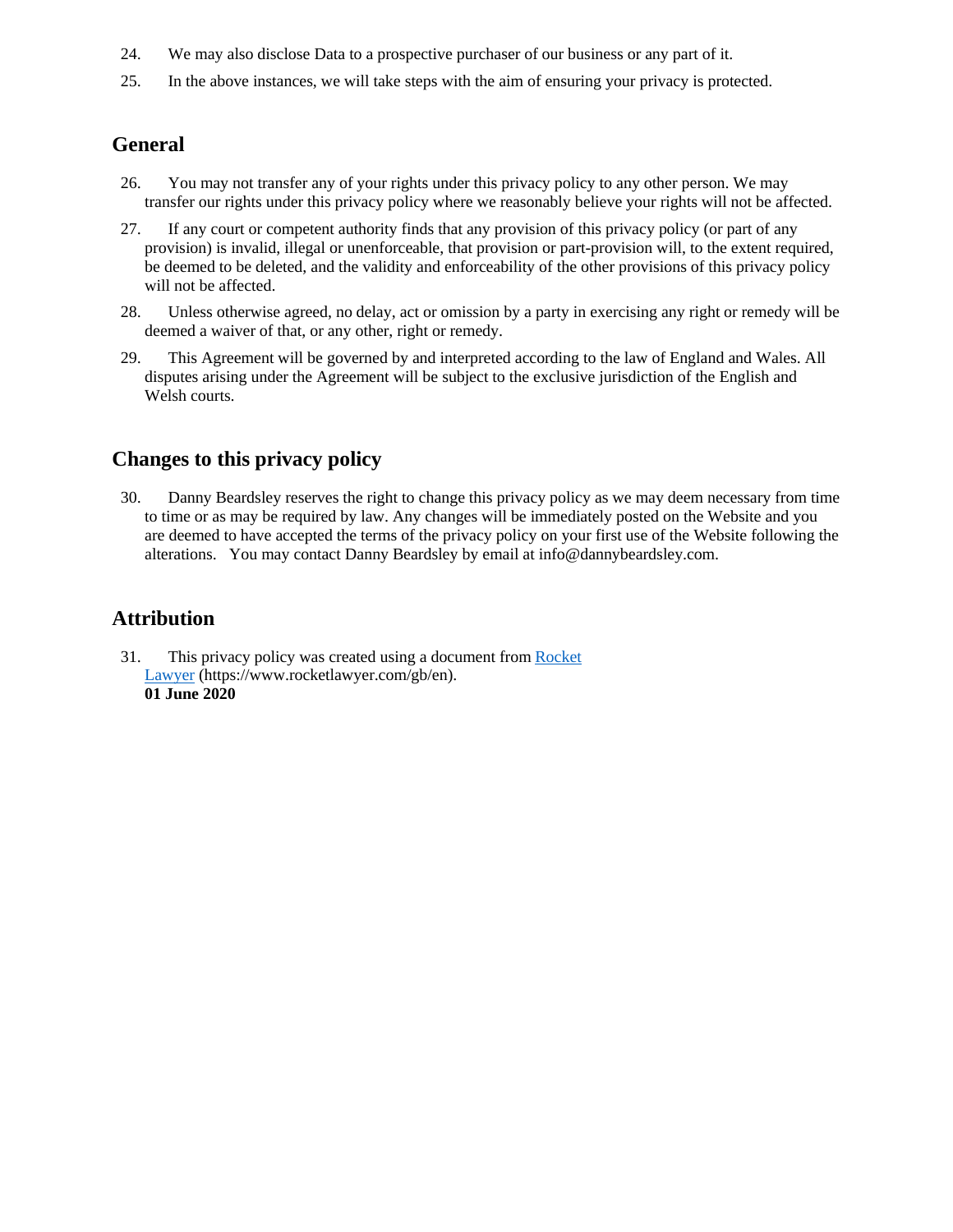24. We may also disclose Data to a prospective purchaser of our business or any part of it.
25. In the above instances, we will take steps with the aim of ensuring your privacy is protected.

## General

26. You may not transfer any of your rights under this privacy policy to any other person. We may transfer our rights under this privacy policy where we reasonably believe your rights will not be affected.
27. If any court or competent authority finds that any provision of this privacy policy (or part of any provision) is invalid, illegal or unenforceable, that provision or part-provision will, to the extent required, be deemed to be deleted, and the validity and enforceability of the other provisions of this privacy policy will not be affected.
28. Unless otherwise agreed, no delay, act or omission by a party in exercising any right or remedy will be deemed a waiver of that, or any other, right or remedy.
29. This Agreement will be governed by and interpreted according to the law of England and Wales. All disputes arising under the Agreement will be subject to the exclusive jurisdiction of the English and Welsh courts.

## Changes to this privacy policy

30. Danny Beardsley reserves the right to change this privacy policy as we may deem necessary from time to time or as may be required by law. Any changes will be immediately posted on the Website and you are deemed to have accepted the terms of the privacy policy on your first use of the Website following the alterations. You may contact Danny Beardsley by email at info@dannybeardsley.com.

## Attribution

31. This privacy policy was created using a document from [Rocket Lawyer](https://www.rocketlawyer.com/gb/en) (https://www.rocketlawyer.com/gb/en).
**01 June 2020**